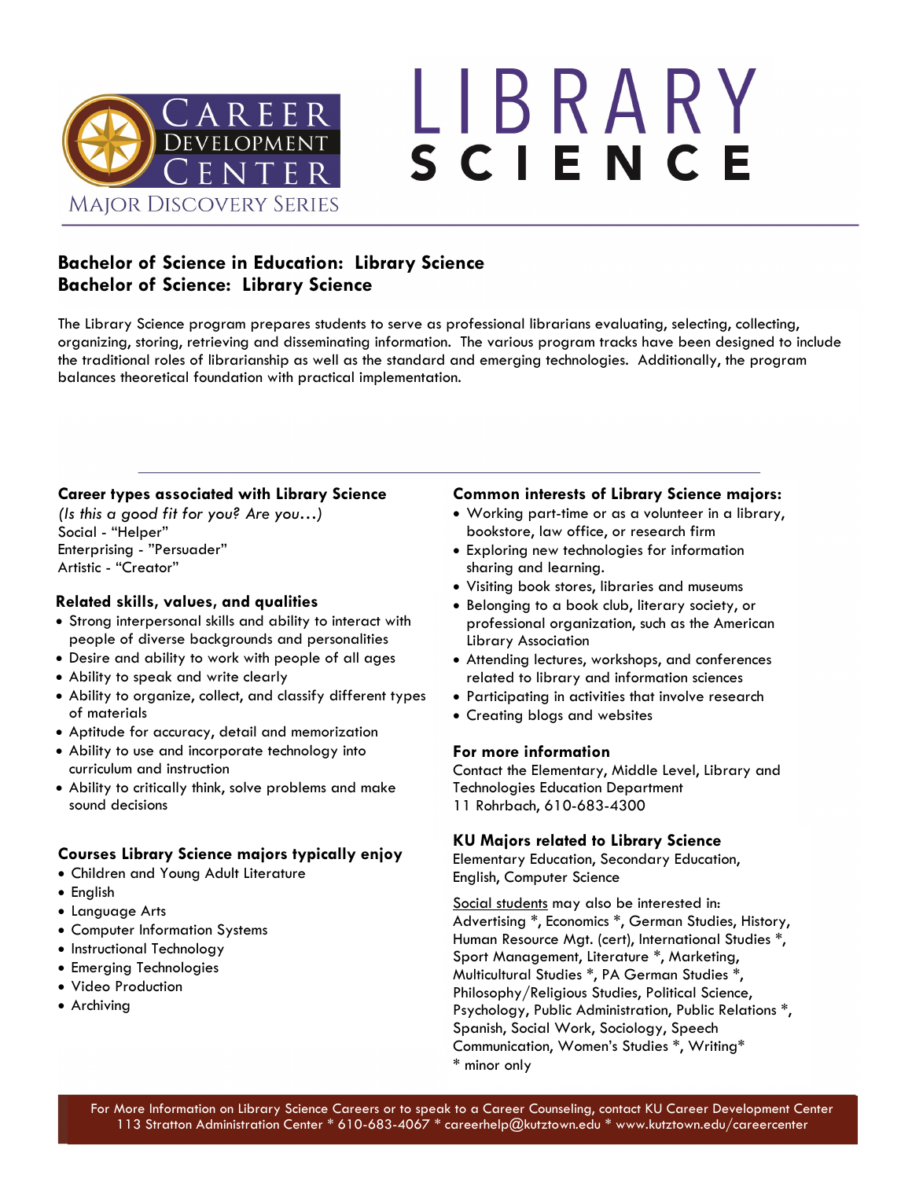# Career Development Center

Major Discovery Series

# LIBRARY SCIENCE

## Bachelor of Science in Education: Library Science
## Bachelor of Science: Library Science

The Library Science program prepares students to serve as professional librarians evaluating, selecting, collecting, organizing, storing, retrieving and disseminating information. The various program tracks have been designed to include the traditional roles of librarianship as well as the standard and emerging technologies. Additionally, the program balances theoretical foundation with practical implementation.

---

### Career types associated with Library Science

*(Is this a good fit for you? Are you…)*
Social - "Helper"
Enterprising - "Persuader"
Artistic - "Creator"

### Related skills, values, and qualities

- Strong interpersonal skills and ability to interact with people of diverse backgrounds and personalities
- Desire and ability to work with people of all ages
- Ability to speak and write clearly
- Ability to organize, collect, and classify different types of materials
- Aptitude for accuracy, detail and memorization
- Ability to use and incorporate technology into curriculum and instruction
- Ability to critically think, solve problems and make sound decisions

### Courses Library Science majors typically enjoy

- Children and Young Adult Literature
- English
- Language Arts
- Computer Information Systems
- Instructional Technology
- Emerging Technologies
- Video Production
- Archiving

### Common interests of Library Science majors:

- Working part-time or as a volunteer in a library, bookstore, law office, or research firm
- Exploring new technologies for information sharing and learning.
- Visiting book stores, libraries and museums
- Belonging to a book club, literary society, or professional organization, such as the American Library Association
- Attending lectures, workshops, and conferences related to library and information sciences
- Participating in activities that involve research
- Creating blogs and websites

### For more information

Contact the Elementary, Middle Level, Library and Technologies Education Department
11 Rohrbach, 610-683-4300

### KU Majors related to Library Science

Elementary Education, Secondary Education, English, Computer Science

Social students may also be interested in:
Advertising *, Economics *, German Studies, History, Human Resource Mgt. (cert), International Studies *, Sport Management, Literature *, Marketing, Multicultural Studies *, PA German Studies *, Philosophy/Religious Studies, Political Science, Psychology, Public Administration, Public Relations *, Spanish, Social Work, Sociology, Speech Communication, Women's Studies *, Writing*
* minor only

For More Information on Library Science Careers or to speak to a Career Counseling, contact KU Career Development Center
113 Stratton Administration Center * 610-683-4067 * careerhelp@kutztown.edu * www.kutztown.edu/careercenter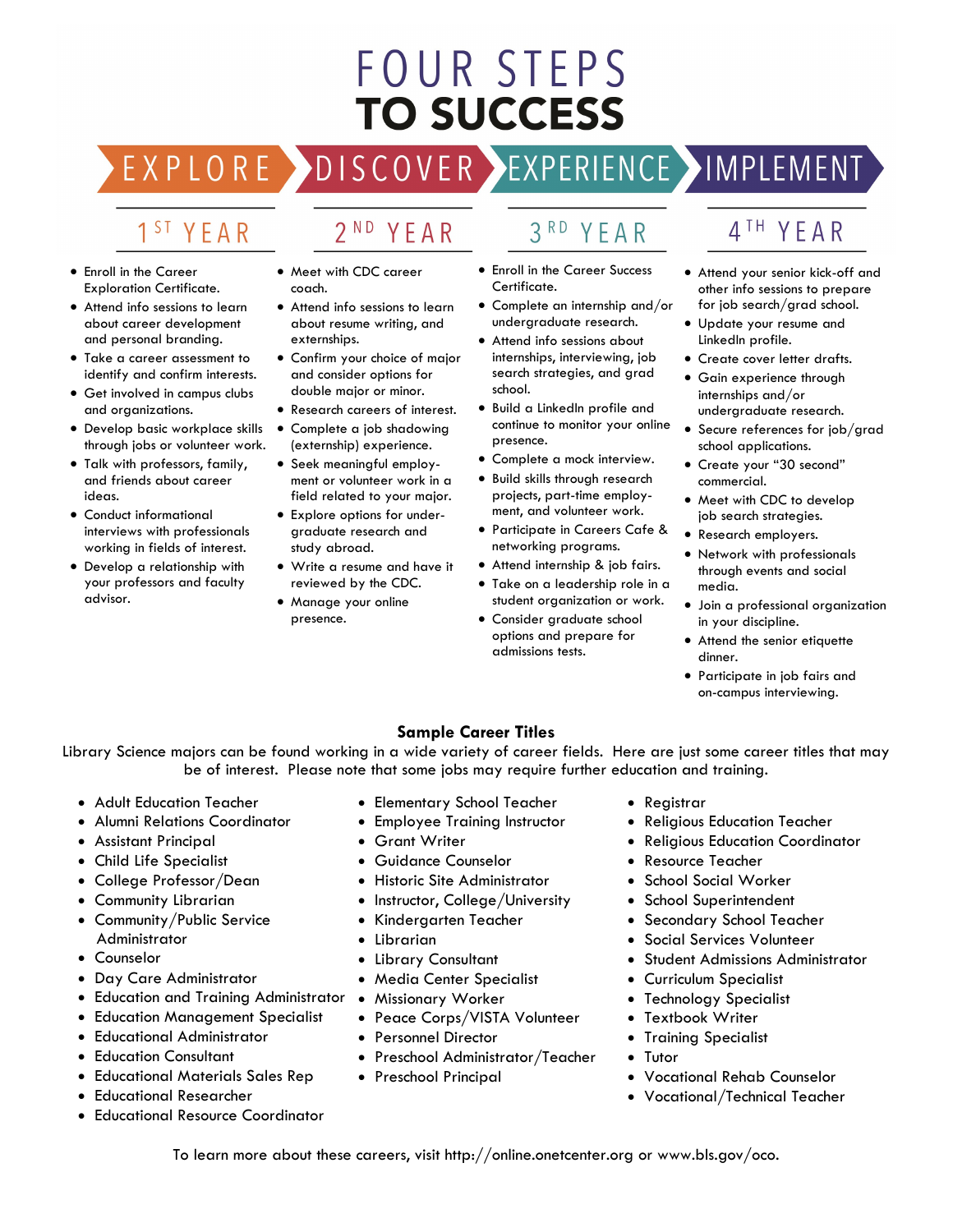# FOUR STEPS TO SUCCESS

**EXPLORE → DISCOVER → EXPERIENCE → IMPLEMENT**

## 1ST YEAR

- Enroll in the Career Exploration Certificate.
- Attend info sessions to learn about career development and personal branding.
- Take a career assessment to identify and confirm interests.
- Get involved in campus clubs and organizations.
- Develop basic workplace skills through jobs or volunteer work.
- Talk with professors, family, and friends about career ideas.
- Conduct informational interviews with professionals working in fields of interest.
- Develop a relationship with your professors and faculty advisor.

## 2ND YEAR

- Meet with CDC career coach.
- Attend info sessions to learn about resume writing, and externships.
- Confirm your choice of major and consider options for double major or minor.
- Research careers of interest.
- Complete a job shadowing (externship) experience.
- Seek meaningful employment or volunteer work in a field related to your major.
- Explore options for undergraduate research and study abroad.
- Write a resume and have it reviewed by the CDC.
- Manage your online presence.

## 3RD YEAR

- Enroll in the Career Success Certificate.
- Complete an internship and/or undergraduate research.
- Attend info sessions about internships, interviewing, job search strategies, and grad school.
- Build a LinkedIn profile and continue to monitor your online presence.
- Complete a mock interview.
- Build skills through research projects, part-time employment, and volunteer work.
- Participate in Careers Cafe & networking programs.
- Attend internship & job fairs.
- Take on a leadership role in a student organization or work.
- Consider graduate school options and prepare for admissions tests.

## 4TH YEAR

- Attend your senior kick-off and other info sessions to prepare for job search/grad school.
- Update your resume and LinkedIn profile.
- Create cover letter drafts.
- Gain experience through internships and/or undergraduate research.
- Secure references for job/grad school applications.
- Create your "30 second" commercial.
- Meet with CDC to develop job search strategies.
- Research employers.
- Network with professionals through events and social media.
- Join a professional organization in your discipline.
- Attend the senior etiquette dinner.
- Participate in job fairs and on-campus interviewing.

## Sample Career Titles

Library Science majors can be found working in a wide variety of career fields. Here are just some career titles that may be of interest. Please note that some jobs may require further education and training.

- Adult Education Teacher
- Alumni Relations Coordinator
- Assistant Principal
- Child Life Specialist
- College Professor/Dean
- Community Librarian
- Community/Public Service Administrator
- Counselor
- Day Care Administrator
- Education and Training Administrator
- Education Management Specialist
- Educational Administrator
- Education Consultant
- Educational Materials Sales Rep
- Educational Researcher
- Educational Resource Coordinator
- Elementary School Teacher
- Employee Training Instructor
- Grant Writer
- Guidance Counselor
- Historic Site Administrator
- Instructor, College/University
- Kindergarten Teacher
- Librarian
- Library Consultant
- Media Center Specialist
- Missionary Worker
- Peace Corps/VISTA Volunteer
- Personnel Director
- Preschool Administrator/Teacher
- Preschool Principal
- Registrar
- Religious Education Teacher
- Religious Education Coordinator
- Resource Teacher
- School Social Worker
- School Superintendent
- Secondary School Teacher
- Social Services Volunteer
- Student Admissions Administrator
- Curriculum Specialist
- Technology Specialist
- Textbook Writer
- Training Specialist
- Tutor
- Vocational Rehab Counselor
- Vocational/Technical Teacher

To learn more about these careers, visit http://online.onetcenter.org or www.bls.gov/oco.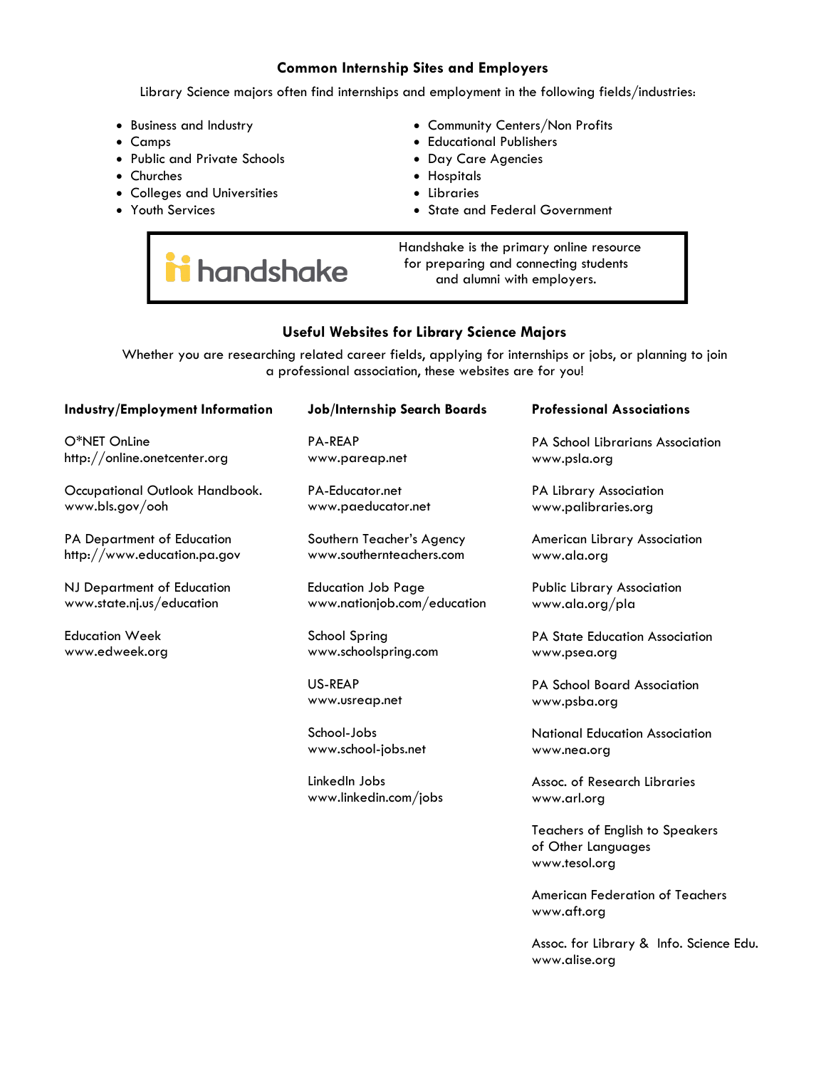## Common Internship Sites and Employers

Library Science majors often find internships and employment in the following fields/industries:

- Business and Industry
- Camps
- Public and Private Schools
- Churches
- Colleges and Universities
- Youth Services
- Community Centers/Non Profits
- Educational Publishers
- Day Care Agencies
- Hospitals
- Libraries
- State and Federal Government

handshake

Handshake is the primary online resource for preparing and connecting students and alumni with employers.

## Useful Websites for Library Science Majors

Whether you are researching related career fields, applying for internships or jobs, or planning to join a professional association, these websites are for you!

### Industry/Employment Information

O*NET OnLine
http://online.onetcenter.org

Occupational Outlook Handbook.
www.bls.gov/ooh

PA Department of Education
http://www.education.pa.gov

NJ Department of Education
www.state.nj.us/education

Education Week
www.edweek.org

### Job/Internship Search Boards

PA-REAP
www.pareap.net

PA-Educator.net
www.paeducator.net

Southern Teacher's Agency
www.southernteachers.com

Education Job Page
www.nationjob.com/education

School Spring
www.schoolspring.com

US-REAP
www.usreap.net

School-Jobs
www.school-jobs.net

LinkedIn Jobs
www.linkedin.com/jobs

### Professional Associations

PA School Librarians Association
www.psla.org

PA Library Association
www.palibraries.org

American Library Association
www.ala.org

Public Library Association
www.ala.org/pla

PA State Education Association
www.psea.org

PA School Board Association
www.psba.org

National Education Association
www.nea.org

Assoc. of Research Libraries
www.arl.org

Teachers of English to Speakers of Other Languages
www.tesol.org

American Federation of Teachers
www.aft.org

Assoc. for Library & Info. Science Edu.
www.alise.org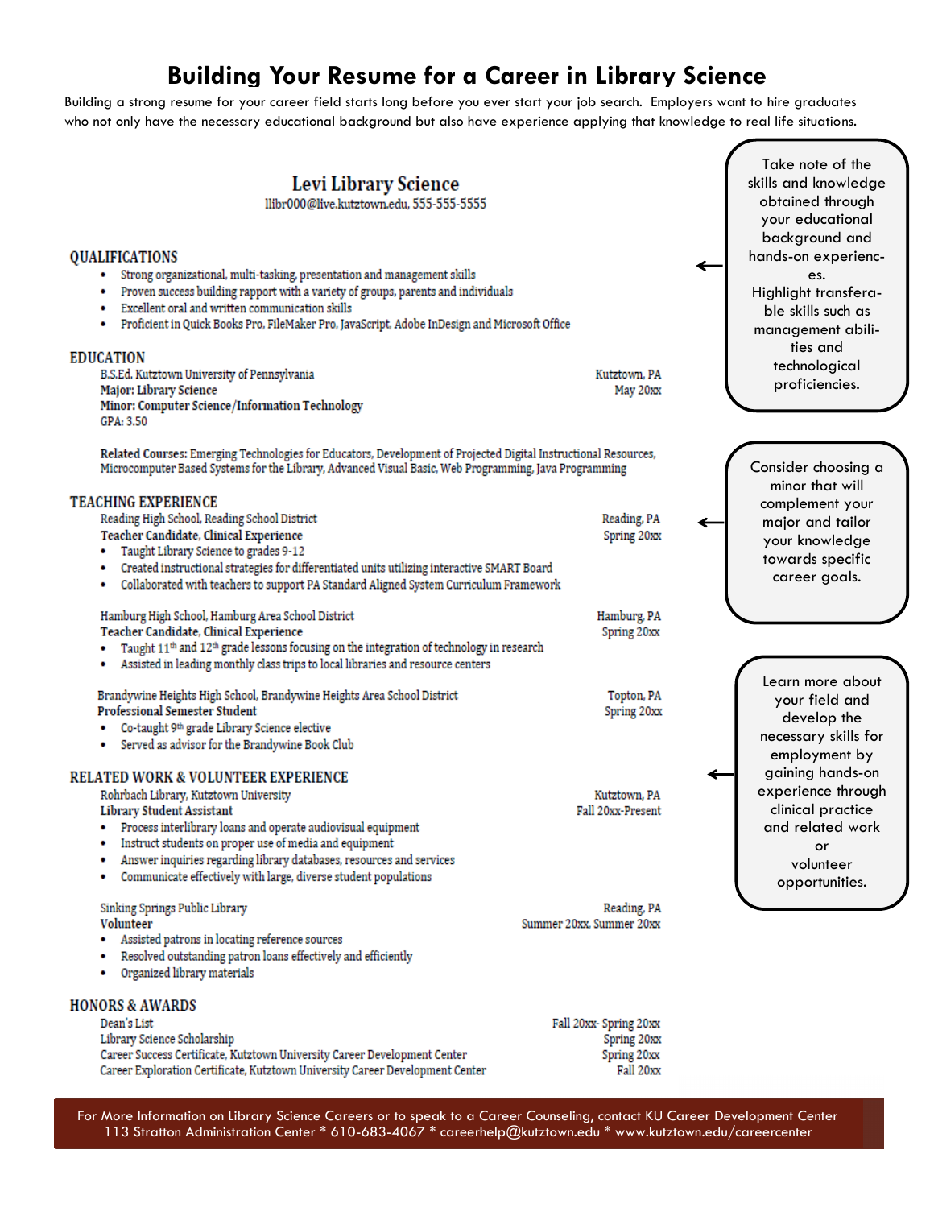# Building Your Resume for a Career in Library Science

Building a strong resume for your career field starts long before you ever start your job search. Employers want to hire graduates who not only have the necessary educational background but also have experience applying that knowledge to real life situations.

## Levi Library Science

llibr000@live.kutztown.edu, 555-555-5555

### QUALIFICATIONS

- Strong organizational, multi-tasking, presentation and management skills
- Proven success building rapport with a variety of groups, parents and individuals
- Excellent oral and written communication skills
- Proficient in Quick Books Pro, FileMaker Pro, JavaScript, Adobe InDesign and Microsoft Office

> Take note of the skills and knowledge obtained through your educational background and hands-on experiences. Highlight transferable skills such as management abilities and technological proficiencies.

### EDUCATION

B.S.Ed. Kutztown University of Pennsylvania — Kutztown, PA
**Major: Library Science** — May 20xx
**Minor: Computer Science/Information Technology**
GPA: 3.50

**Related Courses:** Emerging Technologies for Educators, Development of Projected Digital Instructional Resources, Microcomputer Based Systems for the Library, Advanced Visual Basic, Web Programming, Java Programming

> Consider choosing a minor that will complement your major and tailor your knowledge towards specific career goals.

### TEACHING EXPERIENCE

Reading High School, Reading School District — Reading, PA
**Teacher Candidate, Clinical Experience** — Spring 20xx
- Taught Library Science to grades 9-12
- Created instructional strategies for differentiated units utilizing interactive SMART Board
- Collaborated with teachers to support PA Standard Aligned System Curriculum Framework

Hamburg High School, Hamburg Area School District — Hamburg, PA
**Teacher Candidate, Clinical Experience** — Spring 20xx
- Taught 11th and 12th grade lessons focusing on the integration of technology in research
- Assisted in leading monthly class trips to local libraries and resource centers

Brandywine Heights High School, Brandywine Heights Area School District — Topton, PA
**Professional Semester Student** — Spring 20xx
- Co-taught 9th grade Library Science elective
- Served as advisor for the Brandywine Book Club

### RELATED WORK & VOLUNTEER EXPERIENCE

Rohrbach Library, Kutztown University — Kutztown, PA
**Library Student Assistant** — Fall 20xx-Present
- Process interlibrary loans and operate audiovisual equipment
- Instruct students on proper use of media and equipment
- Answer inquiries regarding library databases, resources and services
- Communicate effectively with large, diverse student populations

Sinking Springs Public Library — Reading, PA
**Volunteer** — Summer 20xx, Summer 20xx
- Assisted patrons in locating reference sources
- Resolved outstanding patron loans effectively and efficiently
- Organized library materials

> Learn more about your field and develop the necessary skills for employment by gaining hands-on experience through clinical practice and related work or volunteer opportunities.

### HONORS & AWARDS

Dean's List — Fall 20xx- Spring 20xx
Library Science Scholarship — Spring 20xx
Career Success Certificate, Kutztown University Career Development Center — Spring 20xx
Career Exploration Certificate, Kutztown University Career Development Center — Fall 20xx

For More Information on Library Science Careers or to speak to a Career Counseling, contact KU Career Development Center
113 Stratton Administration Center * 610-683-4067 * careerhelp@kutztown.edu * www.kutztown.edu/careercenter